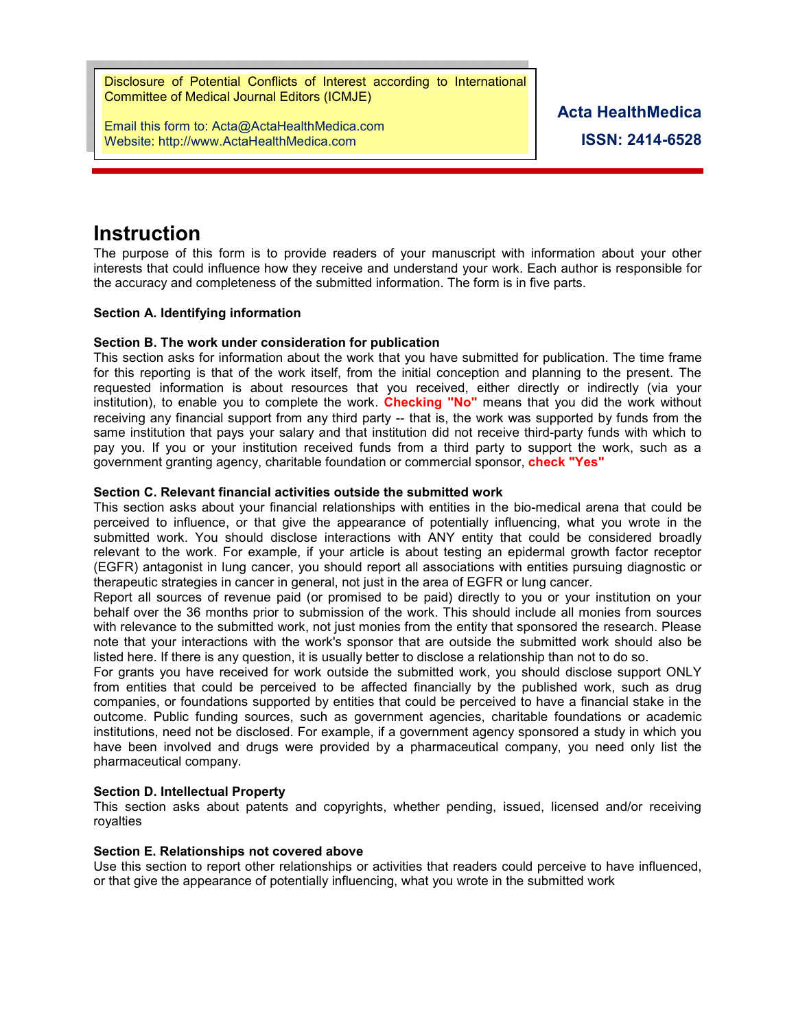Disclosure of Potential Conflicts of Interest according to International Committee of Medical Journal Editors (ICMJE)

Email this form to: Acta@ActaHealthMedica.com
Website: http://www.ActaHealthMedica.com

**Acta HealthMedica**

**ISSN: 2414-6528**

# Instruction

The purpose of this form is to provide readers of your manuscript with information about your other interests that could influence how they receive and understand your work. Each author is responsible for the accuracy and completeness of the submitted information. The form is in five parts.

**Section A. Identifying information**

**Section B. The work under consideration for publication**

This section asks for information about the work that you have submitted for publication. The time frame for this reporting is that of the work itself, from the initial conception and planning to the present. The requested information is about resources that you received, either directly or indirectly (via your institution), to enable you to complete the work. **Checking "No"** means that you did the work without receiving any financial support from any third party -- that is, the work was supported by funds from the same institution that pays your salary and that institution did not receive third-party funds with which to pay you. If you or your institution received funds from a third party to support the work, such as a government granting agency, charitable foundation or commercial sponsor, **check "Yes"**

**Section C. Relevant financial activities outside the submitted work**

This section asks about your financial relationships with entities in the bio-medical arena that could be perceived to influence, or that give the appearance of potentially influencing, what you wrote in the submitted work. You should disclose interactions with ANY entity that could be considered broadly relevant to the work. For example, if your article is about testing an epidermal growth factor receptor (EGFR) antagonist in lung cancer, you should report all associations with entities pursuing diagnostic or therapeutic strategies in cancer in general, not just in the area of EGFR or lung cancer.

Report all sources of revenue paid (or promised to be paid) directly to you or your institution on your behalf over the 36 months prior to submission of the work. This should include all monies from sources with relevance to the submitted work, not just monies from the entity that sponsored the research. Please note that your interactions with the work's sponsor that are outside the submitted work should also be listed here. If there is any question, it is usually better to disclose a relationship than not to do so.

For grants you have received for work outside the submitted work, you should disclose support ONLY from entities that could be perceived to be affected financially by the published work, such as drug companies, or foundations supported by entities that could be perceived to have a financial stake in the outcome. Public funding sources, such as government agencies, charitable foundations or academic institutions, need not be disclosed. For example, if a government agency sponsored a study in which you have been involved and drugs were provided by a pharmaceutical company, you need only list the pharmaceutical company.

**Section D. Intellectual Property**

This section asks about patents and copyrights, whether pending, issued, licensed and/or receiving royalties

**Section E. Relationships not covered above**

Use this section to report other relationships or activities that readers could perceive to have influenced, or that give the appearance of potentially influencing, what you wrote in the submitted work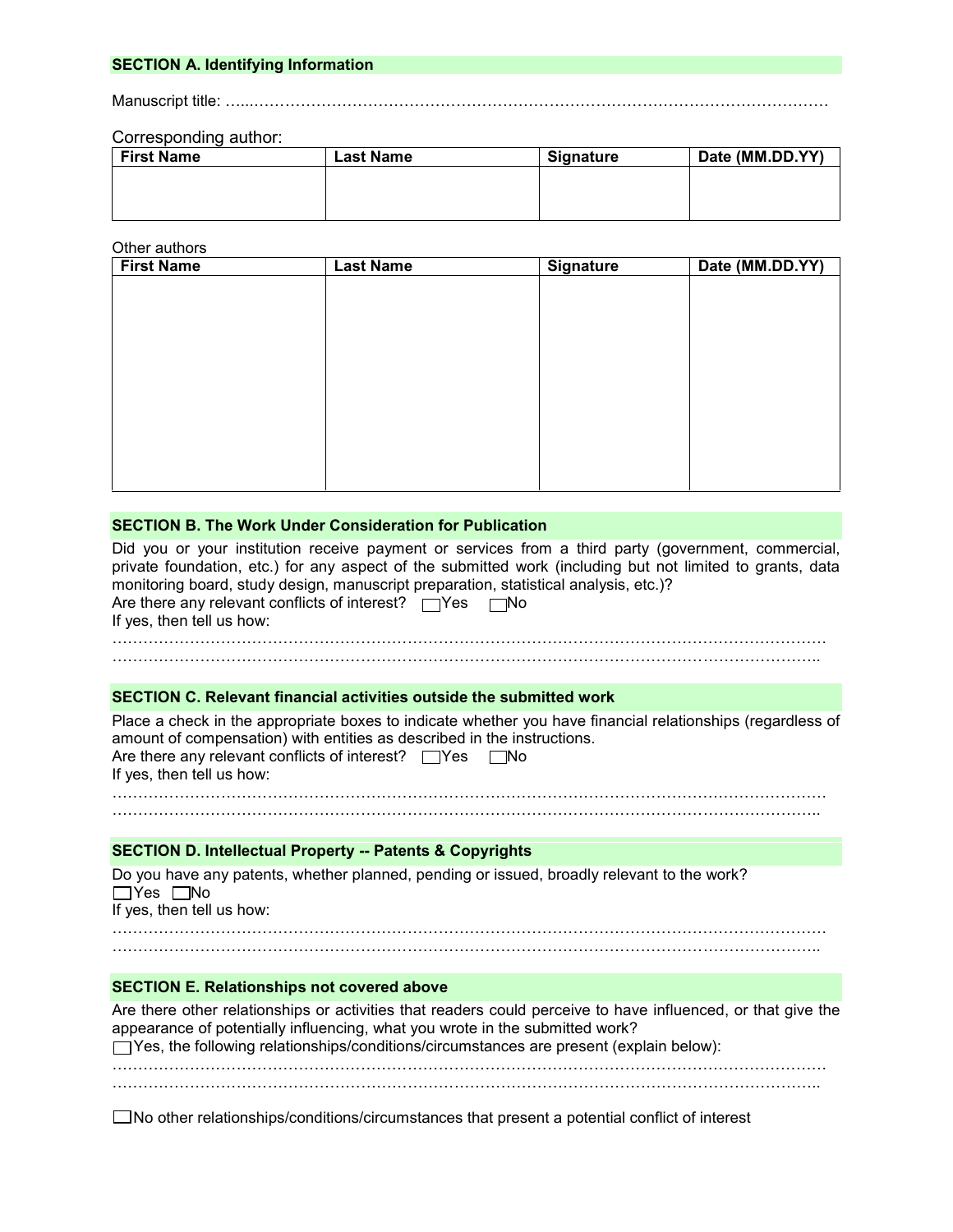## SECTION A. Identifying Information

Manuscript title: …...……………………………………………………………………………………………

Corresponding author:

| First Name | Last Name | Signature | Date (MM.DD.YY) |
| --- | --- | --- | --- |
| | | | |

Other authors

| First Name | Last Name | Signature | Date (MM.DD.YY) |
| --- | --- | --- | --- |
| | | | |

## SECTION B. The Work Under Consideration for Publication

Did you or your institution receive payment or services from a third party (government, commercial, private foundation, etc.) for any aspect of the submitted work (including but not limited to grants, data monitoring board, study design, manuscript preparation, statistical analysis, etc.)?

Are there any relevant conflicts of interest? ☐Yes ☐No

If yes, then tell us how:

………………………………………………………………………………………………………………………
……………………………………………………………………………………………………………………..

## SECTION C. Relevant financial activities outside the submitted work

Place a check in the appropriate boxes to indicate whether you have financial relationships (regardless of amount of compensation) with entities as described in the instructions.

Are there any relevant conflicts of interest? ☐Yes ☐No

If yes, then tell us how:

………………………………………………………………………………………………………………………
……………………………………………………………………………………………………………………..

## SECTION D. Intellectual Property -- Patents & Copyrights

Do you have any patents, whether planned, pending or issued, broadly relevant to the work?

☐Yes ☐No

If yes, then tell us how:

………………………………………………………………………………………………………………………
……………………………………………………………………………………………………………………..

## SECTION E. Relationships not covered above

Are there other relationships or activities that readers could perceive to have influenced, or that give the appearance of potentially influencing, what you wrote in the submitted work?

☐Yes, the following relationships/conditions/circumstances are present (explain below):

………………………………………………………………………………………………………………………
……………………………………………………………………………………………………………………..

☐No other relationships/conditions/circumstances that present a potential conflict of interest